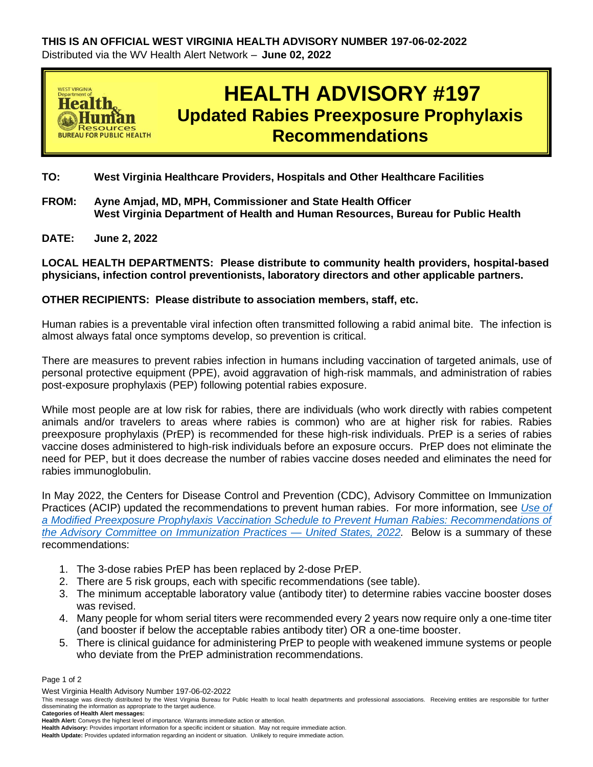**THIS IS AN OFFICIAL WEST VIRGINIA HEALTH ADVISORY NUMBER 197-06-02-2022**

Distributed via the WV Health Alert Network – **June 02, 2022**

# HEALTH ADVISORY #197

## Updated Rabies Preexposure Prophylaxis Recommendations

**TO:** West Virginia Healthcare Providers, Hospitals and Other Healthcare Facilities

**FROM:** Ayne Amjad, MD, MPH, Commissioner and State Health Officer
West Virginia Department of Health and Human Resources, Bureau for Public Health

**DATE:** June 2, 2022

**LOCAL HEALTH DEPARTMENTS: Please distribute to community health providers, hospital-based physicians, infection control preventionists, laboratory directors and other applicable partners.**

**OTHER RECIPIENTS: Please distribute to association members, staff, etc.**

Human rabies is a preventable viral infection often transmitted following a rabid animal bite. The infection is almost always fatal once symptoms develop, so prevention is critical.

There are measures to prevent rabies infection in humans including vaccination of targeted animals, use of personal protective equipment (PPE), avoid aggravation of high-risk mammals, and administration of rabies post-exposure prophylaxis (PEP) following potential rabies exposure.

While most people are at low risk for rabies, there are individuals (who work directly with rabies competent animals and/or travelers to areas where rabies is common) who are at higher risk for rabies. Rabies preexposure prophylaxis (PrEP) is recommended for these high-risk individuals. PrEP is a series of rabies vaccine doses administered to high-risk individuals before an exposure occurs. PrEP does not eliminate the need for PEP, but it does decrease the number of rabies vaccine doses needed and eliminates the need for rabies immunoglobulin.

In May 2022, the Centers for Disease Control and Prevention (CDC), Advisory Committee on Immunization Practices (ACIP) updated the recommendations to prevent human rabies. For more information, see *Use of a Modified Preexposure Prophylaxis Vaccination Schedule to Prevent Human Rabies: Recommendations of the Advisory Committee on Immunization Practices — United States, 2022.* Below is a summary of these recommendations:

1. The 3-dose rabies PrEP has been replaced by 2-dose PrEP.
2. There are 5 risk groups, each with specific recommendations (see table).
3. The minimum acceptable laboratory value (antibody titer) to determine rabies vaccine booster doses was revised.
4. Many people for whom serial titers were recommended every 2 years now require only a one-time titer (and booster if below the acceptable rabies antibody titer) OR a one-time booster.
5. There is clinical guidance for administering PrEP to people with weakened immune systems or people who deviate from the PrEP administration recommendations.

West Virginia Health Advisory Number 197-06-02-2022

This message was directly distributed by the West Virginia Bureau for Public Health to local health departments and professional associations. Receiving entities are responsible for further disseminating the information as appropriate to the target audience.

**Categories of Health Alert messages:**

**Health Alert:** Conveys the highest level of importance. Warrants immediate action or attention.

**Health Advisory:** Provides important information for a specific incident or situation. May not require immediate action.

**Health Update:** Provides updated information regarding an incident or situation. Unlikely to require immediate action.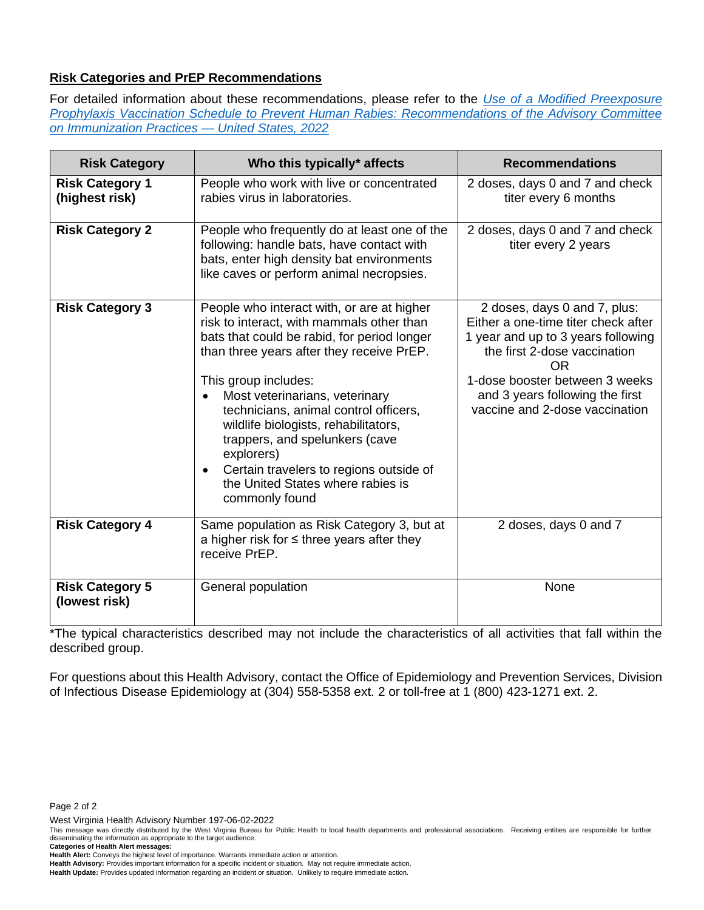## Risk Categories and PrEP Recommendations

For detailed information about these recommendations, please refer to the *Use of a Modified Preexposure Prophylaxis Vaccination Schedule to Prevent Human Rabies: Recommendations of the Advisory Committee on Immunization Practices — United States, 2022*

| Risk Category | Who this typically* affects | Recommendations |
| --- | --- | --- |
| **Risk Category 1 (highest risk)** | People who work with live or concentrated rabies virus in laboratories. | 2 doses, days 0 and 7 and check titer every 6 months |
| **Risk Category 2** | People who frequently do at least one of the following: handle bats, have contact with bats, enter high density bat environments like caves or perform animal necropsies. | 2 doses, days 0 and 7 and check titer every 2 years |
| **Risk Category 3** | People who interact with, or are at higher risk to interact, with mammals other than bats that could be rabid, for period longer than three years after they receive PrEP.<br><br>This group includes:<br>• Most veterinarians, veterinary technicians, animal control officers, wildlife biologists, rehabilitators, trappers, and spelunkers (cave explorers)<br>• Certain travelers to regions outside of the United States where rabies is commonly found | 2 doses, days 0 and 7, plus: Either a one-time titer check after 1 year and up to 3 years following the first 2-dose vaccination<br>OR<br>1-dose booster between 3 weeks and 3 years following the first vaccine and 2-dose vaccination |
| **Risk Category 4** | Same population as Risk Category 3, but at a higher risk for ≤ three years after they receive PrEP. | 2 doses, days 0 and 7 |
| **Risk Category 5 (lowest risk)** | General population | None |

*The typical characteristics described may not include the characteristics of all activities that fall within the described group.

For questions about this Health Advisory, contact the Office of Epidemiology and Prevention Services, Division of Infectious Disease Epidemiology at (304) 558-5358 ext. 2 or toll-free at 1 (800) 423-1271 ext. 2.

West Virginia Health Advisory Number 197-06-02-2022

This message was directly distributed by the West Virginia Bureau for Public Health to local health departments and professional associations. Receiving entities are responsible for further disseminating the information as appropriate to the target audience.

**Categories of Health Alert messages:**

**Health Alert:** Conveys the highest level of importance. Warrants immediate action or attention.

**Health Advisory:** Provides important information for a specific incident or situation. May not require immediate action.

**Health Update:** Provides updated information regarding an incident or situation. Unlikely to require immediate action.